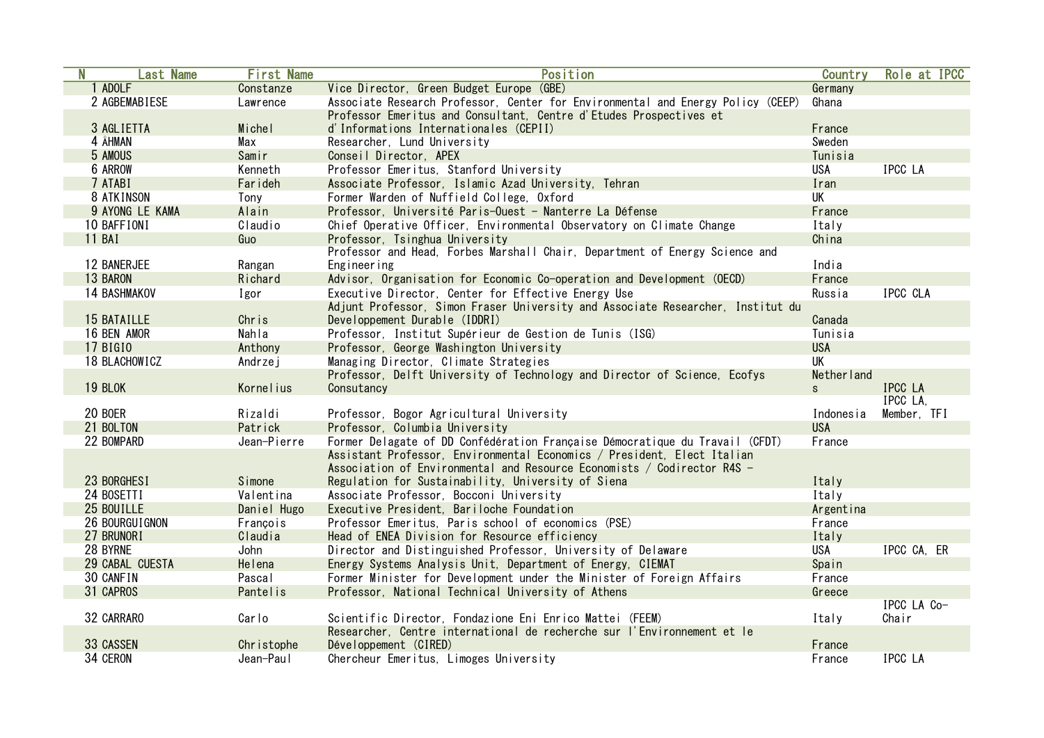| N | Last Name | First Name | Position | Country | Role at IPCC |
|---|---|---|---|---|---|
| 1 | ADOLF | Constanze | Vice Director, Green Budget Europe (GBE) | Germany | |
| 2 | AGBEMABIESE | Lawrence | Associate Research Professor, Center for Environmental and Energy Policy (CEEP) | Ghana | |
| 3 | AGLIETTA | Michel | Professor Emeritus and Consultant, Centre d'Etudes Prospectives et d'Informations Internationales (CEPII) | France | |
| 4 | ÅHMAN | Max | Researcher, Lund University | Sweden | |
| 5 | AMOUS | Samir | Conseil Director, APEX | Tunisia | |
| 6 | ARROW | Kenneth | Professor Emeritus, Stanford University | USA | IPCC LA |
| 7 | ATABI | Farideh | Associate Professor, Islamic Azad University, Tehran | Iran | |
| 8 | ATKINSON | Tony | Former Warden of Nuffield College, Oxford | UK | |
| 9 | AYONG LE KAMA | Alain | Professor, Université Paris-Ouest - Nanterre La Défense | France | |
| 10 | BAFFIONI | Claudio | Chief Operative Officer, Environmental Observatory on Climate Change | Italy | |
| 11 | BAI | Guo | Professor, Tsinghua University | China | |
| 12 | BANERJEE | Rangan | Professor and Head, Forbes Marshall Chair, Department of Energy Science and Engineering | India | |
| 13 | BARON | Richard | Advisor, Organisation for Economic Co-operation and Development (OECD) | France | |
| 14 | BASHMAKOV | Igor | Executive Director, Center for Effective Energy Use | Russia | IPCC CLA |
| 15 | BATAILLE | Chris | Adjunt Professor, Simon Fraser University and Associate Researcher, Institut du Developpement Durable (IDDRI) | Canada | |
| 16 | BEN AMOR | Nahla | Professor, Institut Supérieur de Gestion de Tunis (ISG) | Tunisia | |
| 17 | BIGIO | Anthony | Professor, George Washington University | USA | |
| 18 | BLACHOWICZ | Andrzej | Managing Director, Climate Strategies | UK | |
| 19 | BLOK | Kornelius | Professor, Delft University of Technology and Director of Science, Ecofys Consutancy | Netherlands | IPCC LA |
| 20 | BOER | Rizaldi | Professor, Bogor Agricultural University | Indonesia | IPCC LA, Member, TFI |
| 21 | BOLTON | Patrick | Professor, Columbia University | USA | |
| 22 | BOMPARD | Jean-Pierre | Former Delagate of DD Confédération Française Démocratique du Travail (CFDT) | France | |
| 23 | BORGHESI | Simone | Assistant Professor, Environmental Economics / President, Elect Italian Association of Environmental and Resource Economists / Codirector R4S - Regulation for Sustainability, University of Siena | Italy | |
| 24 | BOSETTI | Valentina | Associate Professor, Bocconi University | Italy | |
| 25 | BOUILLE | Daniel Hugo | Executive President, Bariloche Foundation | Argentina | |
| 26 | BOURGUIGNON | François | Professor Emeritus, Paris school of economics (PSE) | France | |
| 27 | BRUNORI | Claudia | Head of ENEA Division for Resource efficiency | Italy | |
| 28 | BYRNE | John | Director and Distinguished Professor, University of Delaware | USA | IPCC CA, ER |
| 29 | CABAL CUESTA | Helena | Energy Systems Analysis Unit, Department of Energy, CIEMAT | Spain | |
| 30 | CANFIN | Pascal | Former Minister for Development under the Minister of Foreign Affairs | France | |
| 31 | CAPROS | Pantelis | Professor, National Technical University of Athens | Greece | |
| 32 | CARRARO | Carlo | Scientific Director, Fondazione Eni Enrico Mattei (FEEM) | Italy | IPCC LA Co-Chair |
| 33 | CASSEN | Christophe | Researcher, Centre international de recherche sur l'Environnement et le Développement (CIRED) | France | |
| 34 | CERON | Jean-Paul | Chercheur Emeritus, Limoges University | France | IPCC LA |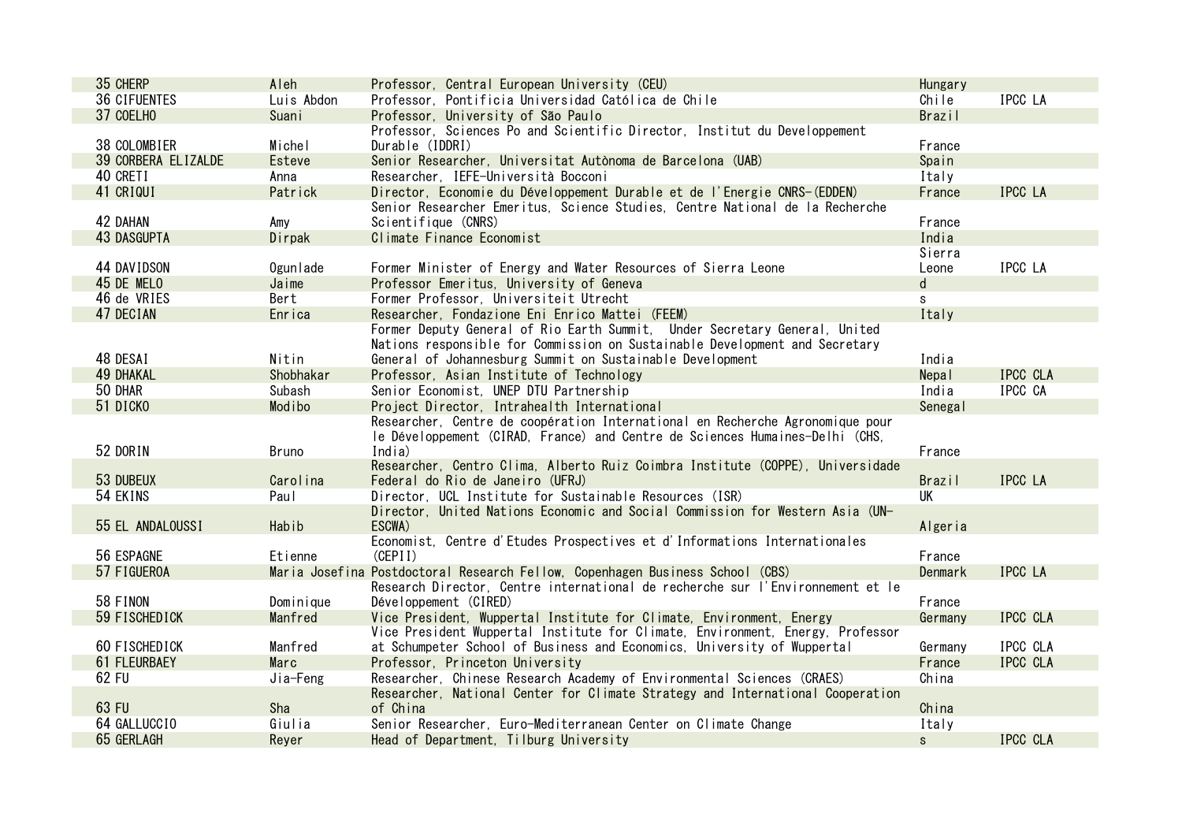| | | | | |
|---|---|---|---|---|
| 35 CHERP | Aleh | Professor, Central European University (CEU) | Hungary | |
| 36 CIFUENTES | Luis Abdon | Professor, Pontificia Universidad Católica de Chile | Chile | IPCC LA |
| 37 COELHO | Suani | Professor, University of São Paulo | Brazil | |
| 38 COLOMBIER | Michel | Professor, Sciences Po and Scientific Director, Institut du Developpement Durable (IDDRI) | France | |
| 39 CORBERA ELIZALDE | Esteve | Senior Researcher, Universitat Autònoma de Barcelona (UAB) | Spain | |
| 40 CRETI | Anna | Researcher, IEFE-Università Bocconi | Italy | |
| 41 CRIQUI | Patrick | Director, Economie du Développement Durable et de l'Energie CNRS-(EDDEN) | France | IPCC LA |
| 42 DAHAN | Amy | Senior Researcher Emeritus, Science Studies, Centre National de la Recherche Scientifique (CNRS) | France | |
| 43 DASGUPTA | Dirpak | Climate Finance Economist | India | |
| 44 DAVIDSON | Ogunlade | Former Minister of Energy and Water Resources of Sierra Leone | Sierra Leone | IPCC LA |
| 45 DE MELO | Jaime | Professor Emeritus, University of Geneva | d | |
| 46 de VRIES | Bert | Former Professor, Universiteit Utrecht | s | |
| 47 DECIAN | Enrica | Researcher, Fondazione Eni Enrico Mattei (FEEM) | Italy | |
| 48 DESAI | Nitin | Former Deputy General of Rio Earth Summit, Under Secretary General, United Nations responsible for Commission on Sustainable Development and Secretary General of Johannesburg Summit on Sustainable Development | India | |
| 49 DHAKAL | Shobhakar | Professor, Asian Institute of Technology | Nepal | IPCC CLA |
| 50 DHAR | Subash | Senior Economist, UNEP DTU Partnership | India | IPCC CA |
| 51 DICKO | Modibo | Project Director, Intrahealth International | Senegal | |
| 52 DORIN | Bruno | Researcher, Centre de coopération International en Recherche Agronomique pour le Développement (CIRAD, France) and Centre de Sciences Humaines-Delhi (CHS, India) | France | |
| 53 DUBEUX | Carolina | Researcher, Centro Clima, Alberto Ruiz Coimbra Institute (COPPE), Universidade Federal do Rio de Janeiro (UFRJ) | Brazil | IPCC LA |
| 54 EKINS | Paul | Director, UCL Institute for Sustainable Resources (ISR) | UK | |
| 55 EL ANDALOUSSI | Habib | Director, United Nations Economic and Social Commission for Western Asia (UN-ESCWA) | Algeria | |
| 56 ESPAGNE | Etienne | Economist, Centre d'Etudes Prospectives et d'Informations Internationales (CEPII) | France | |
| 57 FIGUEROA | Maria Josefina | Postdoctoral Research Fellow, Copenhagen Business School (CBS) | Denmark | IPCC LA |
| 58 FINON | Dominique | Research Director, Centre international de recherche sur l'Environnement et le Développement (CIRED) | France | |
| 59 FISCHEDICK | Manfred | Vice President, Wuppertal Institute for Climate, Environment, Energy | Germany | IPCC CLA |
| 60 FISCHEDICK | Manfred | Vice President Wuppertal Institute for Climate, Environment, Energy, Professor at Schumpeter School of Business and Economics, University of Wuppertal | Germany | IPCC CLA |
| 61 FLEURBAEY | Marc | Professor, Princeton University | France | IPCC CLA |
| 62 FU | Jia-Feng | Researcher, Chinese Research Academy of Environmental Sciences (CRAES) | China | |
| 63 FU | Sha | Researcher, National Center for Climate Strategy and International Cooperation of China | China | |
| 64 GALLUCCIO | Giulia | Senior Researcher, Euro-Mediterranean Center on Climate Change | Italy | |
| 65 GERLAGH | Reyer | Head of Department, Tilburg University | s | IPCC CLA |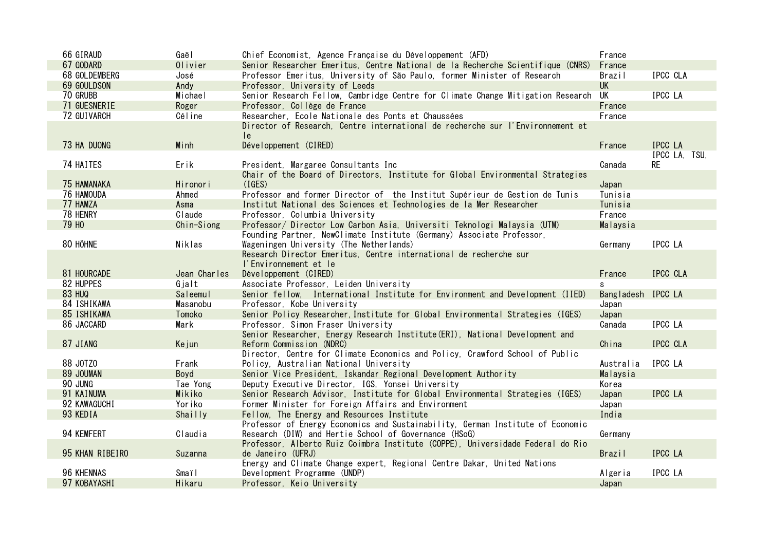| | | | | |
|---|---|---|---|---|
| 66 GIRAUD | Gaël | Chief Economist, Agence Française du Développement (AFD) | France | |
| 67 GODARD | Olivier | Senior Researcher Emeritus, Centre National de la Recherche Scientifique (CNRS) | France | |
| 68 GOLDEMBERG | José | Professor Emeritus, University of São Paulo, former Minister of Research | Brazil | IPCC CLA |
| 69 GOULDSON | Andy | Professor, University of Leeds | UK | |
| 70 GRUBB | Michael | Senior Research Fellow, Cambridge Centre for Climate Change Mitigation Research | UK | IPCC LA |
| 71 GUESNERIE | Roger | Professor, Collège de France | France | |
| 72 GUIVARCH | Céline | Researcher, Ecole Nationale des Ponts et Chaussées | France | |
| 73 HA DUONG | Minh | Director of Research, Centre international de recherche sur l'Environnement et le Développement (CIRED) | France | IPCC LA |
| 74 HAITES | Erik | President, Margaree Consultants Inc | Canada | IPCC LA, TSU, RE |
| 75 HAMANAKA | Hironori | Chair of the Board of Directors, Institute for Global Environmental Strategies (IGES) | Japan | |
| 76 HAMOUDA | Ahmed | Professor and former Director of the Institut Supérieur de Gestion de Tunis | Tunisia | |
| 77 HAMZA | Asma | Institut National des Sciences et Technologies de la Mer Researcher | Tunisia | |
| 78 HENRY | Claude | Professor, Columbia University | France | |
| 79 HO | Chin-Siong | Professor/ Director Low Carbon Asia, Universiti Teknologi Malaysia (UTM) | Malaysia | |
| 80 HÖHNE | Niklas | Founding Partner, NewClimate Institute (Germany) Associate Professor, Wageningen University (The Netherlands) | Germany | IPCC LA |
| 81 HOURCADE | Jean Charles | Research Director Emeritus, Centre international de recherche sur l'Environnement et le Développement (CIRED) | France | IPCC CLA |
| 82 HUPPES | Gjalt | Associate Professor, Leiden University | s | |
| 83 HUQ | Saleemul | Senior fellow, International Institute for Environment and Development (IIED) | Bangladesh | IPCC LA |
| 84 ISHIKAWA | Masanobu | Professor, Kobe University | Japan | |
| 85 ISHIKAWA | Tomoko | Senior Policy Researcher,Institute for Global Environmental Strategies (IGES) | Japan | |
| 86 JACCARD | Mark | Professor, Simon Fraser University | Canada | IPCC LA |
| 87 JIANG | Kejun | Senior Researcher, Energy Research Institute(ERI), National Development and Reform Commission (NDRC) | China | IPCC CLA |
| 88 JOTZO | Frank | Director, Centre for Climate Economics and Policy, Crawford School of Public Policy, Australian National University | Australia | IPCC LA |
| 89 JOUMAN | Boyd | Senior Vice President, Iskandar Regional Development Authority | Malaysia | |
| 90 JUNG | Tae Yong | Deputy Executive Director, IGS, Yonsei University | Korea | |
| 91 KAINUMA | Mikiko | Senior Research Advisor, Institute for Global Environmental Strategies (IGES) | Japan | IPCC LA |
| 92 KAWAGUCHI | Yoriko | Former Minister for Foreign Affairs and Environment | Japan | |
| 93 KEDIA | Shailly | Fellow, The Energy and Resources Institute | India | |
| 94 KEMFERT | Claudia | Professor of Energy Economics and Sustainability, German Institute of Economic Research (DIW) and Hertie School of Governance (HSoG) | Germany | |
| 95 KHAN RIBEIRO | Suzanna | Professor, Alberto Ruiz Coimbra Institute (COPPE), Universidade Federal do Rio de Janeiro (UFRJ) | Brazil | IPCC LA |
| 96 KHENNAS | Smaïl | Energy and Climate Change expert, Regional Centre Dakar, United Nations Development Programme (UNDP) | Algeria | IPCC LA |
| 97 KOBAYASHI | Hikaru | Professor, Keio University | Japan | |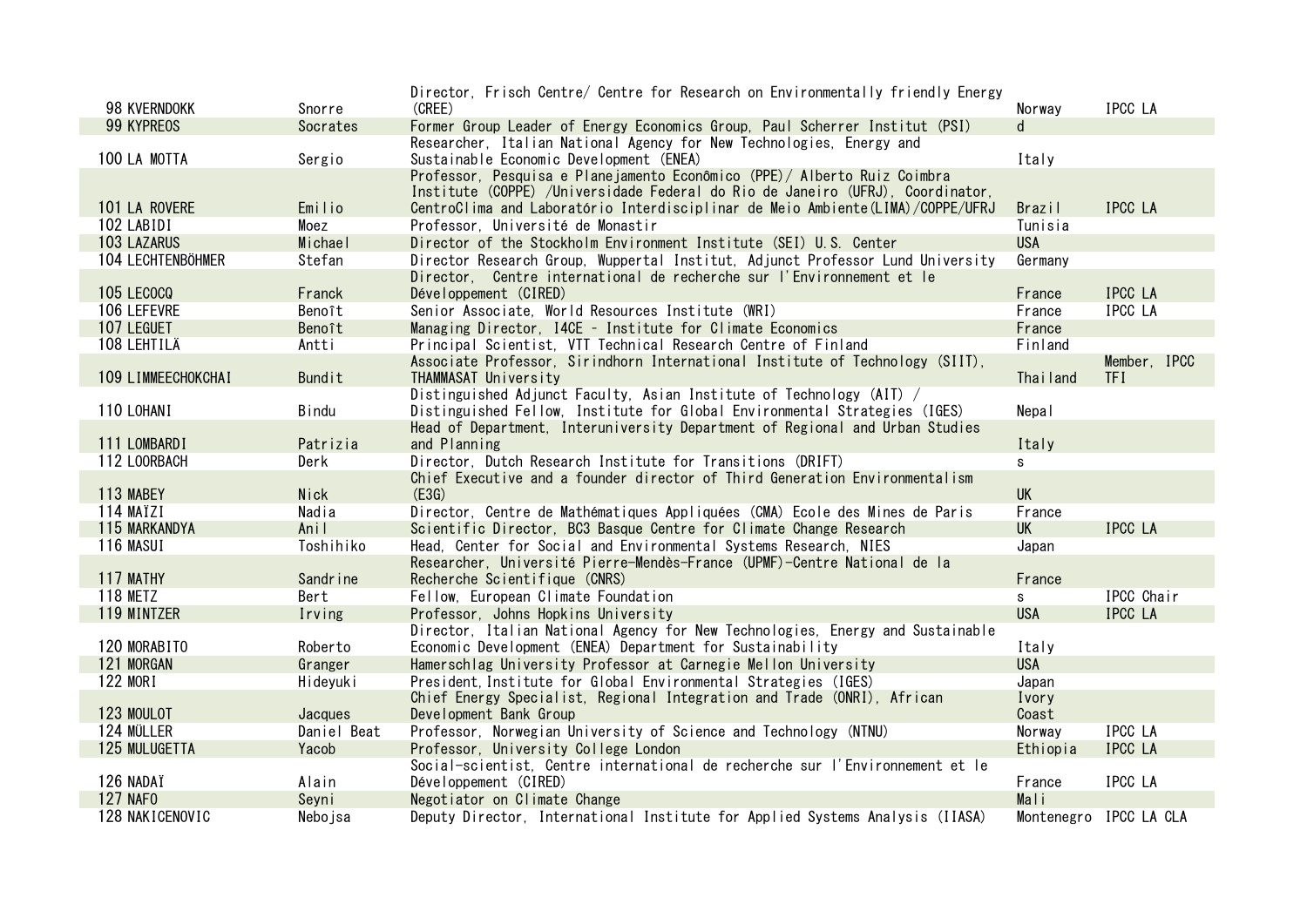| | | | | | |
|---|---|---|---|---|---|
| 98 | KVERNDOKK | Snorre | Director, Frisch Centre/ Centre for Research on Environmentally friendly Energy (CREE) | Norway | IPCC LA |
| 99 | KYPREOS | Socrates | Former Group Leader of Energy Economics Group, Paul Scherrer Institut (PSI) | d | |
| 100 | LA MOTTA | Sergio | Researcher, Italian National Agency for New Technologies, Energy and Sustainable Economic Development (ENEA) | Italy | |
| 101 | LA ROVERE | Emilio | Professor, Pesquisa e Planejamento Econômico (PPE)/ Alberto Ruiz Coimbra Institute (COPPE) /Universidade Federal do Rio de Janeiro (UFRJ), Coordinator, CentroClima and Laboratório Interdisciplinar de Meio Ambiente(LIMA)/COPPE/UFRJ | Brazil | IPCC LA |
| 102 | LABIDI | Moez | Professor, Université de Monastir | Tunisia | |
| 103 | LAZARUS | Michael | Director of the Stockholm Environment Institute (SEI) U.S. Center | USA | |
| 104 | LECHTENBÖHMER | Stefan | Director Research Group, Wuppertal Institut, Adjunct Professor Lund University | Germany | |
| 105 | LECOCQ | Franck | Director, Centre international de recherche sur l'Environnement et le Développement (CIRED) | France | IPCC LA |
| 106 | LEFEVRE | Benoît | Senior Associate, World Resources Institute (WRI) | France | IPCC LA |
| 107 | LEGUET | Benoît | Managing Director, I4CE - Institute for Climate Economics | France | |
| 108 | LEHTILÄ | Antti | Principal Scientist, VTT Technical Research Centre of Finland | Finland | |
| 109 | LIMMEECHOKCHAI | Bundit | Associate Professor, Sirindhorn International Institute of Technology (SIIT), THAMMASAT University | Thailand | Member, IPCC TFI |
| 110 | LOHANI | Bindu | Distinguished Adjunct Faculty, Asian Institute of Technology (AIT) / Distinguished Fellow, Institute for Global Environmental Strategies (IGES) | Nepal | |
| 111 | LOMBARDI | Patrizia | Head of Department, Interuniversity Department of Regional and Urban Studies and Planning | Italy | |
| 112 | LOORBACH | Derk | Director, Dutch Research Institute for Transitions (DRIFT) | s | |
| 113 | MABEY | Nick | Chief Executive and a founder director of Third Generation Environmentalism (E3G) | UK | |
| 114 | MAÏZI | Nadia | Director, Centre de Mathématiques Appliquées (CMA) Ecole des Mines de Paris | France | |
| 115 | MARKANDYA | Anil | Scientific Director, BC3 Basque Centre for Climate Change Research | UK | IPCC LA |
| 116 | MASUI | Toshihiko | Head, Center for Social and Environmental Systems Research, NIES | Japan | |
| 117 | MATHY | Sandrine | Researcher, Université Pierre-Mendès-France (UPMF)-Centre National de la Recherche Scientifique (CNRS) | France | |
| 118 | METZ | Bert | Fellow, European Climate Foundation | s | IPCC Chair |
| 119 | MINTZER | Irving | Professor, Johns Hopkins University | USA | IPCC LA |
| 120 | MORABITO | Roberto | Director, Italian National Agency for New Technologies, Energy and Sustainable Economic Development (ENEA) Department for Sustainability | Italy | |
| 121 | MORGAN | Granger | Hamerschlag University Professor at Carnegie Mellon University | USA | |
| 122 | MORI | Hideyuki | President,Institute for Global Environmental Strategies (IGES) | Japan | |
| 123 | MOULOT | Jacques | Chief Energy Specialist, Regional Integration and Trade (ONRI), African Development Bank Group | Ivory Coast | |
| 124 | MÜLLER | Daniel Beat | Professor, Norwegian University of Science and Technology (NTNU) | Norway | IPCC LA |
| 125 | MULUGETTA | Yacob | Professor, University College London | Ethiopia | IPCC LA |
| 126 | NADAÏ | Alain | Social-scientist, Centre international de recherche sur l'Environnement et le Développement (CIRED) | France | IPCC LA |
| 127 | NAFO | Seyni | Negotiator on Climate Change | Mali | |
| 128 | NAKICENOVIC | Nebojsa | Deputy Director, International Institute for Applied Systems Analysis (IIASA) | Montenegro | IPCC LA CLA |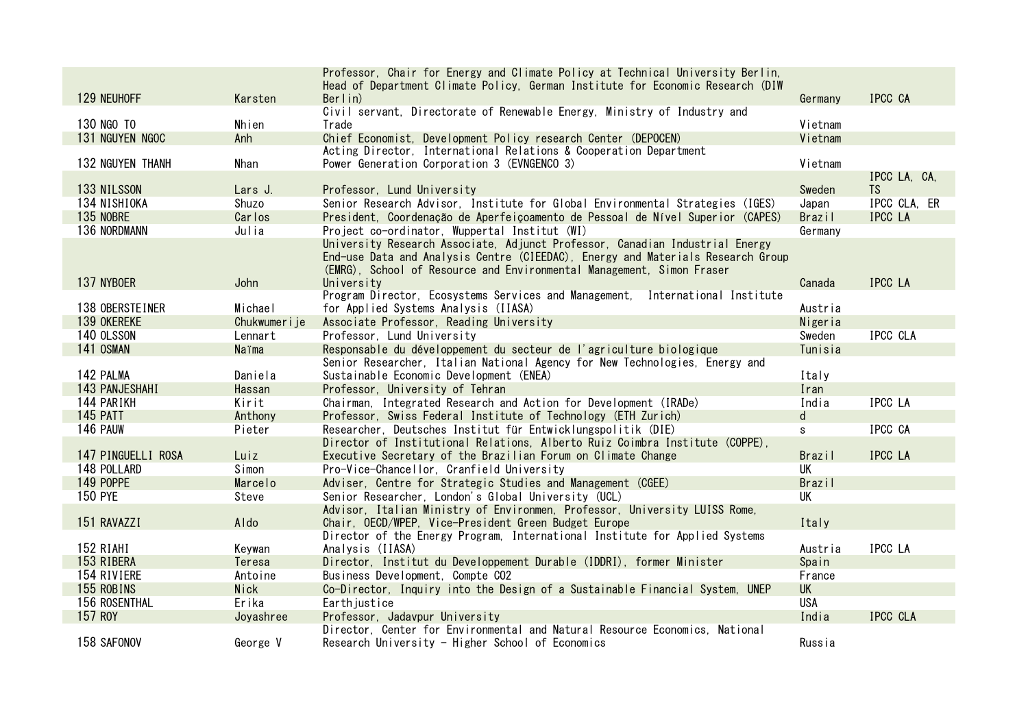| | | | | | |
|---|---|---|---|---|---|
| 129 | NEUHOFF | Karsten | Professor, Chair for Energy and Climate Policy at Technical University Berlin, Head of Department Climate Policy, German Institute for Economic Research (DIW Berlin) | Germany | IPCC CA |
| 130 | NGO TO | Nhien | Civil servant, Directorate of Renewable Energy, Ministry of Industry and Trade | Vietnam | |
| 131 | NGUYEN NGOC | Anh | Chief Economist, Development Policy research Center (DEPOCEN) | Vietnam | |
| 132 | NGUYEN THANH | Nhan | Acting Director, International Relations & Cooperation Department Power Generation Corporation 3 (EVNGENCO 3) | Vietnam | |
| 133 | NILSSON | Lars J. | Professor, Lund University | Sweden | IPCC LA, CA, TS |
| 134 | NISHIOKA | Shuzo | Senior Research Advisor, Institute for Global Environmental Strategies (IGES) | Japan | IPCC CLA, ER |
| 135 | NOBRE | Carlos | President, Coordenação de Aperfeiçoamento de Pessoal de Nível Superior (CAPES) | Brazil | IPCC LA |
| 136 | NORDMANN | Julia | Project co-ordinator, Wuppertal Institut (WI) | Germany | |
| 137 | NYBOER | John | University Research Associate, Adjunct Professor, Canadian Industrial Energy End-use Data and Analysis Centre (CIEEDAC), Energy and Materials Research Group (EMRG), School of Resource and Environmental Management, Simon Fraser University | Canada | IPCC LA |
| 138 | OBERSTEINER | Michael | Program Director, Ecosystems Services and Management, International Institute for Applied Systems Analysis (IIASA) | Austria | |
| 139 | OKEREKE | Chukwumerije | Associate Professor, Reading University | Nigeria | |
| 140 | OLSSON | Lennart | Professor, Lund University | Sweden | IPCC CLA |
| 141 | OSMAN | Naïma | Responsable du développement du secteur de l'agriculture biologique | Tunisia | |
| 142 | PALMA | Daniela | Senior Researcher, Italian National Agency for New Technologies, Energy and Sustainable Economic Development (ENEA) | Italy | |
| 143 | PANJESHAHI | Hassan | Professor, University of Tehran | Iran | |
| 144 | PARIKH | Kirit | Chairman, Integrated Research and Action for Development (IRADe) | India | IPCC LA |
| 145 | PATT | Anthony | Professor, Swiss Federal Institute of Technology (ETH Zurich) | d | |
| 146 | PAUW | Pieter | Researcher, Deutsches Institut für Entwicklungspolitik (DIE) | s | IPCC CA |
| 147 | PINGUELLI ROSA | Luiz | Director of Institutional Relations, Alberto Ruiz Coimbra Institute (COPPE), Executive Secretary of the Brazilian Forum on Climate Change | Brazil | IPCC LA |
| 148 | POLLARD | Simon | Pro-Vice-Chancellor, Cranfield University | UK | |
| 149 | POPPE | Marcelo | Adviser, Centre for Strategic Studies and Management (CGEE) | Brazil | |
| 150 | PYE | Steve | Senior Researcher, London's Global University (UCL) | UK | |
| 151 | RAVAZZI | Aldo | Advisor, Italian Ministry of Environmen, Professor, University LUISS Rome, Chair, OECD/WPEP, Vice-President Green Budget Europe | Italy | |
| 152 | RIAHI | Keywan | Director of the Energy Program, International Institute for Applied Systems Analysis (IIASA) | Austria | IPCC LA |
| 153 | RIBERA | Teresa | Director, Institut du Developpement Durable (IDDRI), former Minister | Spain | |
| 154 | RIVIERE | Antoine | Business Development, Compte CO2 | France | |
| 155 | ROBINS | Nick | Co-Director, Inquiry into the Design of a Sustainable Financial System, UNEP | UK | |
| 156 | ROSENTHAL | Erika | Earthjustice | USA | |
| 157 | ROY | Joyashree | Professor, Jadavpur University | India | IPCC CLA |
| 158 | SAFONOV | George V | Director, Center for Environmental and Natural Resource Economics, National Research University - Higher School of Economics | Russia | |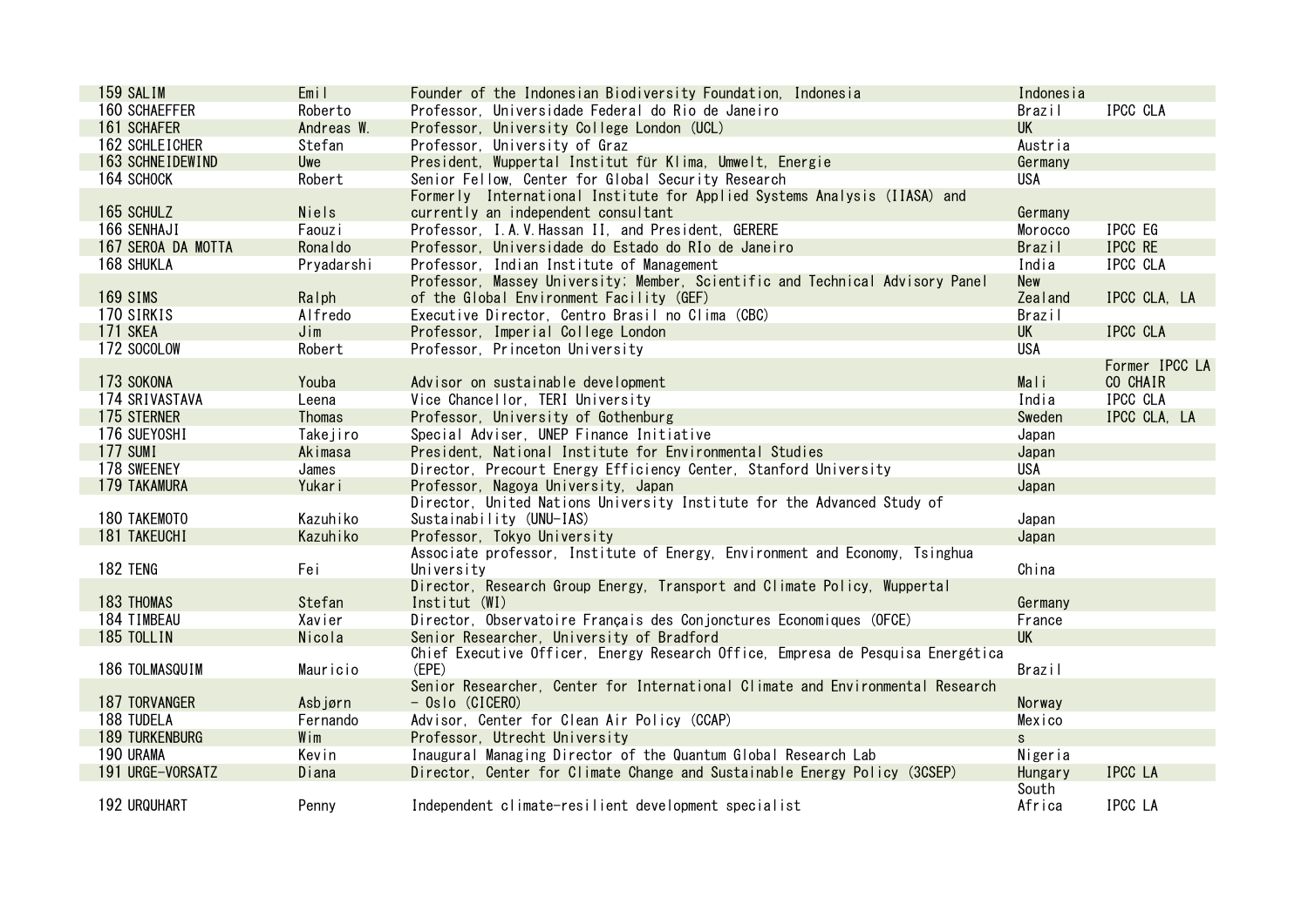| | | | | | |
|---|---|---|---|---|---|
| 159 | SALIM | Emil | Founder of the Indonesian Biodiversity Foundation, Indonesia | Indonesia | |
| 160 | SCHAEFFER | Roberto | Professor, Universidade Federal do Rio de Janeiro | Brazil | IPCC CLA |
| 161 | SCHAFER | Andreas W. | Professor, University College London (UCL) | UK | |
| 162 | SCHLEICHER | Stefan | Professor, University of Graz | Austria | |
| 163 | SCHNEIDEWIND | Uwe | President, Wuppertal Institut für Klima, Umwelt, Energie | Germany | |
| 164 | SCHOCK | Robert | Senior Fellow, Center for Global Security Research | USA | |
| 165 | SCHULZ | Niels | Formerly International Institute for Applied Systems Analysis (IIASA) and currently an independent consultant | Germany | |
| 166 | SENHAJI | Faouzi | Professor, I.A.V.Hassan II, and President, GERERE | Morocco | IPCC EG |
| 167 | SEROA DA MOTTA | Ronaldo | Professor, Universidade do Estado do RIo de Janeiro | Brazil | IPCC RE |
| 168 | SHUKLA | Pryadarshi | Professor, Indian Institute of Management | India | IPCC CLA |
| 169 | SIMS | Ralph | Professor, Massey University; Member, Scientific and Technical Advisory Panel of the Global Environment Facility (GEF) | New Zealand | IPCC CLA, LA |
| 170 | SIRKIS | Alfredo | Executive Director, Centro Brasil no Clima (CBC) | Brazil | |
| 171 | SKEA | Jim | Professor, Imperial College London | UK | IPCC CLA |
| 172 | SOCOLOW | Robert | Professor, Princeton University | USA | |
| 173 | SOKONA | Youba | Advisor on sustainable development | Mali | Former IPCC LA CO CHAIR |
| 174 | SRIVASTAVA | Leena | Vice Chancellor, TERI University | India | IPCC CLA |
| 175 | STERNER | Thomas | Professor, University of Gothenburg | Sweden | IPCC CLA, LA |
| 176 | SUEYOSHI | Takejiro | Special Adviser, UNEP Finance Initiative | Japan | |
| 177 | SUMI | Akimasa | President, National Institute for Environmental Studies | Japan | |
| 178 | SWEENEY | James | Director, Precourt Energy Efficiency Center, Stanford University | USA | |
| 179 | TAKAMURA | Yukari | Professor, Nagoya University, Japan | Japan | |
| 180 | TAKEMOTO | Kazuhiko | Director, United Nations University Institute for the Advanced Study of Sustainability (UNU-IAS) | Japan | |
| 181 | TAKEUCHI | Kazuhiko | Professor, Tokyo University | Japan | |
| 182 | TENG | Fei | Associate professor, Institute of Energy, Environment and Economy, Tsinghua University | China | |
| 183 | THOMAS | Stefan | Director, Research Group Energy, Transport and Climate Policy, Wuppertal Institut (WI) | Germany | |
| 184 | TIMBEAU | Xavier | Director, Observatoire Français des Conjonctures Economiques (OFCE) | France | |
| 185 | TOLLIN | Nicola | Senior Researcher, University of Bradford | UK | |
| 186 | TOLMASQUIM | Mauricio | Chief Executive Officer, Energy Research Office, Empresa de Pesquisa Energética (EPE) | Brazil | |
| 187 | TORVANGER | Asbjørn | Senior Researcher, Center for International Climate and Environmental Research - Oslo (CICERO) | Norway | |
| 188 | TUDELA | Fernando | Advisor, Center for Clean Air Policy (CCAP) | Mexico | |
| 189 | TURKENBURG | Wim | Professor, Utrecht University | s | |
| 190 | URAMA | Kevin | Inaugural Managing Director of the Quantum Global Research Lab | Nigeria | |
| 191 | URGE-VORSATZ | Diana | Director, Center for Climate Change and Sustainable Energy Policy (3CSEP) | Hungary | IPCC LA |
| 192 | URQUHART | Penny | Independent climate-resilient development specialist | South Africa | IPCC LA |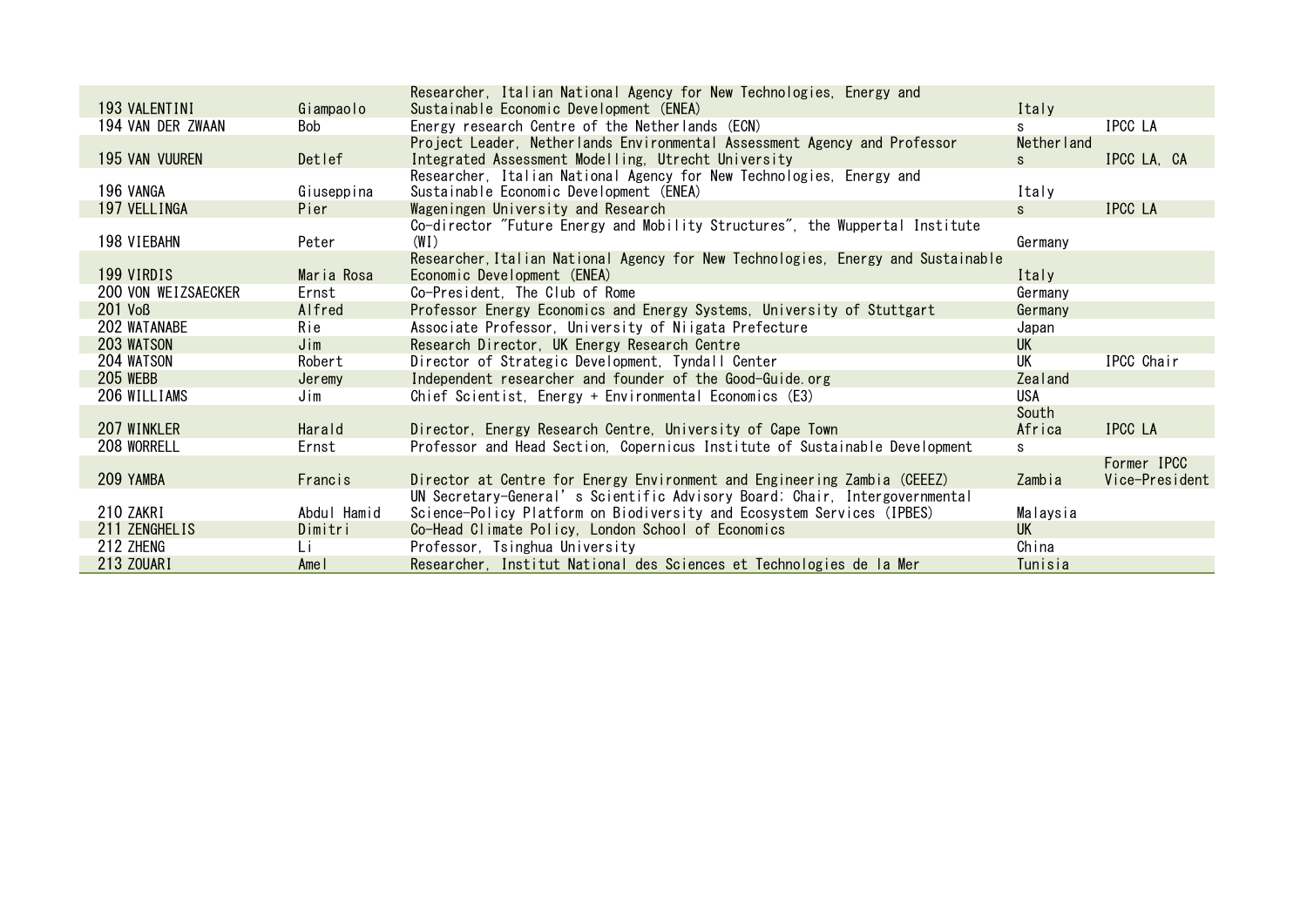| | | | | |
|---|---|---|---|---|
| 193 VALENTINI | Giampaolo | Researcher, Italian National Agency for New Technologies, Energy and Sustainable Economic Development (ENEA) | Italy | |
| 194 VAN DER ZWAAN | Bob | Energy research Centre of the Netherlands (ECN) | s | IPCC LA |
| 195 VAN VUUREN | Detlef | Project Leader, Netherlands Environmental Assessment Agency and Professor Integrated Assessment Modelling, Utrecht University | Netherlands | IPCC LA, CA |
| 196 VANGA | Giuseppina | Researcher, Italian National Agency for New Technologies, Energy and Sustainable Economic Development (ENEA) | Italy | |
| 197 VELLINGA | Pier | Wageningen University and Research | s | IPCC LA |
| 198 VIEBAHN | Peter | Co-director "Future Energy and Mobility Structures", the Wuppertal Institute (WI) | Germany | |
| 199 VIRDIS | Maria Rosa | Researcher, Italian National Agency for New Technologies, Energy and Sustainable Economic Development (ENEA) | Italy | |
| 200 VON WEIZSAECKER | Ernst | Co-President, The Club of Rome | Germany | |
| 201 Voß | Alfred | Professor Energy Economics and Energy Systems, University of Stuttgart | Germany | |
| 202 WATANABE | Rie | Associate Professor, University of Niigata Prefecture | Japan | |
| 203 WATSON | Jim | Research Director, UK Energy Research Centre | UK | |
| 204 WATSON | Robert | Director of Strategic Development, Tyndall Center | UK | IPCC Chair |
| 205 WEBB | Jeremy | Independent researcher and founder of the Good-Guide.org | Zealand | |
| 206 WILLIAMS | Jim | Chief Scientist, Energy + Environmental Economics (E3) | USA | |
| 207 WINKLER | Harald | Director, Energy Research Centre, University of Cape Town | South Africa | IPCC LA |
| 208 WORRELL | Ernst | Professor and Head Section, Copernicus Institute of Sustainable Development | s | |
| 209 YAMBA | Francis | Director at Centre for Energy Environment and Engineering Zambia (CEEEZ) | Zambia | Former IPCC Vice-President |
| 210 ZAKRI | Abdul Hamid | UN Secretary-General's Scientific Advisory Board; Chair, Intergovernmental Science-Policy Platform on Biodiversity and Ecosystem Services (IPBES) | Malaysia | |
| 211 ZENGHELIS | Dimitri | Co-Head Climate Policy, London School of Economics | UK | |
| 212 ZHENG | Li | Professor, Tsinghua University | China | |
| 213 ZOUARI | Amel | Researcher, Institut National des Sciences et Technologies de la Mer | Tunisia | |